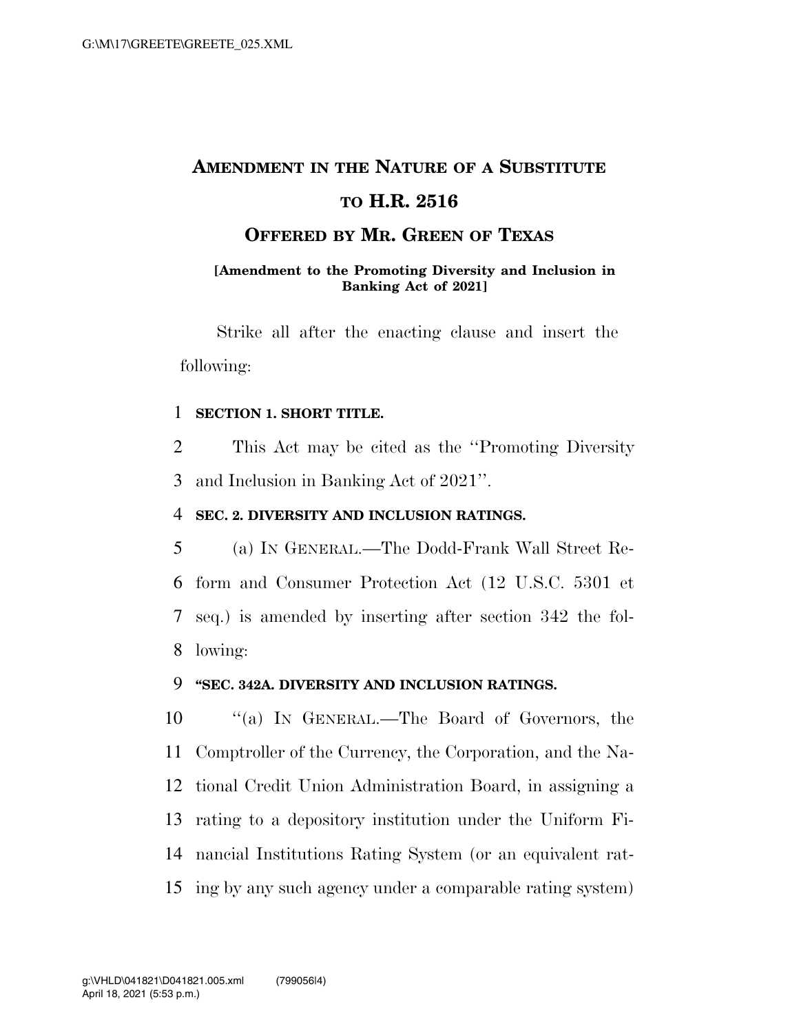# AMENDMENT IN THE NATURE OF A SUBSTITUTE TO H.R. 2516

## OFFERED BY MR. GREEN OF TEXAS

**[Amendment to the Promoting Diversity and Inclusion in Banking Act of 2021]**

Strike all after the enacting clause and insert the following:

1 **SECTION 1. SHORT TITLE.**

2 This Act may be cited as the ''Promoting Diversity
3 and Inclusion in Banking Act of 2021''.

4 **SEC. 2. DIVERSITY AND INCLUSION RATINGS.**

5 (a) IN GENERAL.—The Dodd-Frank Wall Street Re-
6 form and Consumer Protection Act (12 U.S.C. 5301 et
7 seq.) is amended by inserting after section 342 the fol-
8 lowing:

9 **''SEC. 342A. DIVERSITY AND INCLUSION RATINGS.**

10 ''(a) IN GENERAL.—The Board of Governors, the
11 Comptroller of the Currency, the Corporation, and the Na-
12 tional Credit Union Administration Board, in assigning a
13 rating to a depository institution under the Uniform Fi-
14 nancial Institutions Rating System (or an equivalent rat-
15 ing by any such agency under a comparable rating system)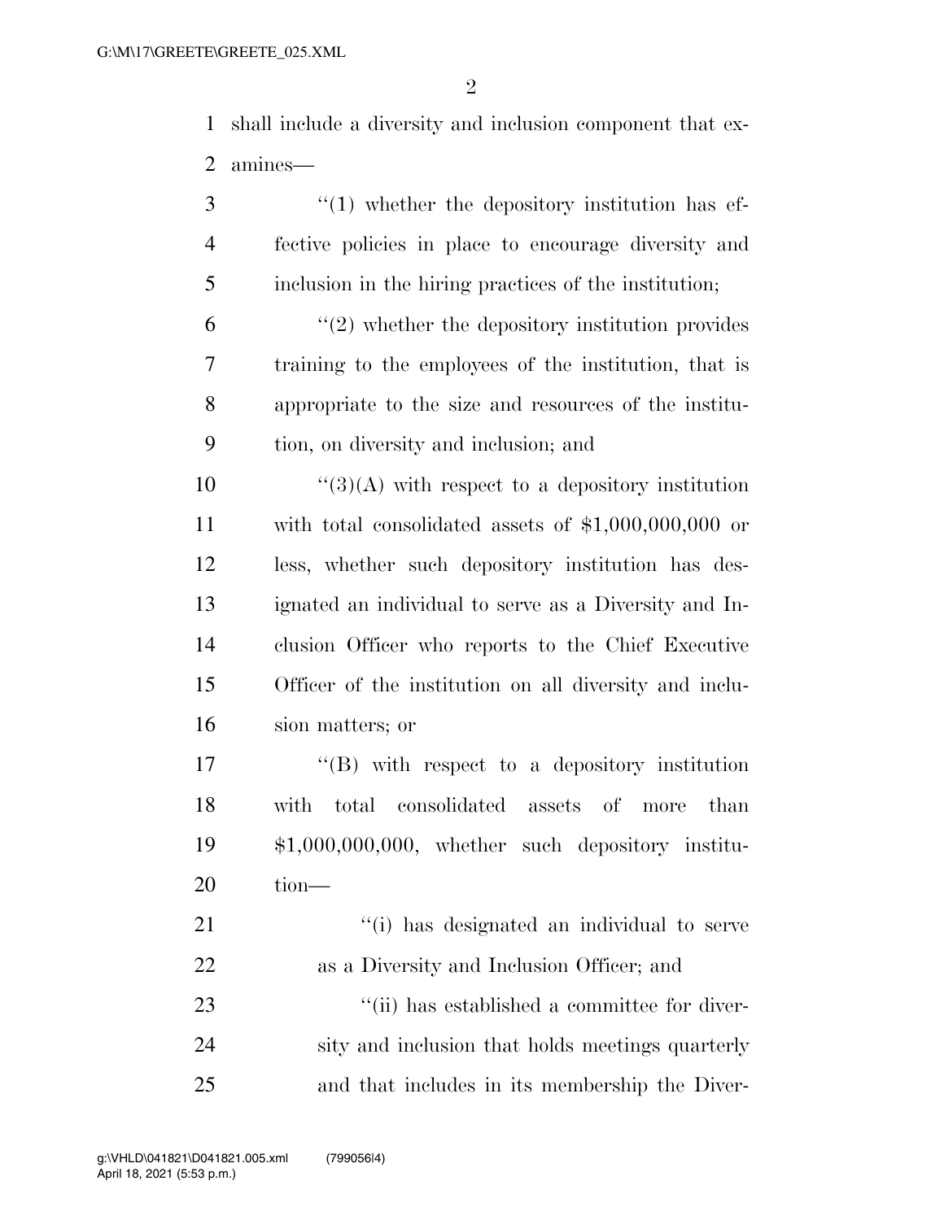shall include a diversity and inclusion component that examines—

"(1) whether the depository institution has effective policies in place to encourage diversity and inclusion in the hiring practices of the institution;

"(2) whether the depository institution provides training to the employees of the institution, that is appropriate to the size and resources of the institution, on diversity and inclusion; and

"(3)(A) with respect to a depository institution with total consolidated assets of $1,000,000,000 or less, whether such depository institution has designated an individual to serve as a Diversity and Inclusion Officer who reports to the Chief Executive Officer of the institution on all diversity and inclusion matters; or

"(B) with respect to a depository institution with total consolidated assets of more than $1,000,000,000, whether such depository institution—

"(i) has designated an individual to serve as a Diversity and Inclusion Officer; and

"(ii) has established a committee for diversity and inclusion that holds meetings quarterly and that includes in its membership the Diver-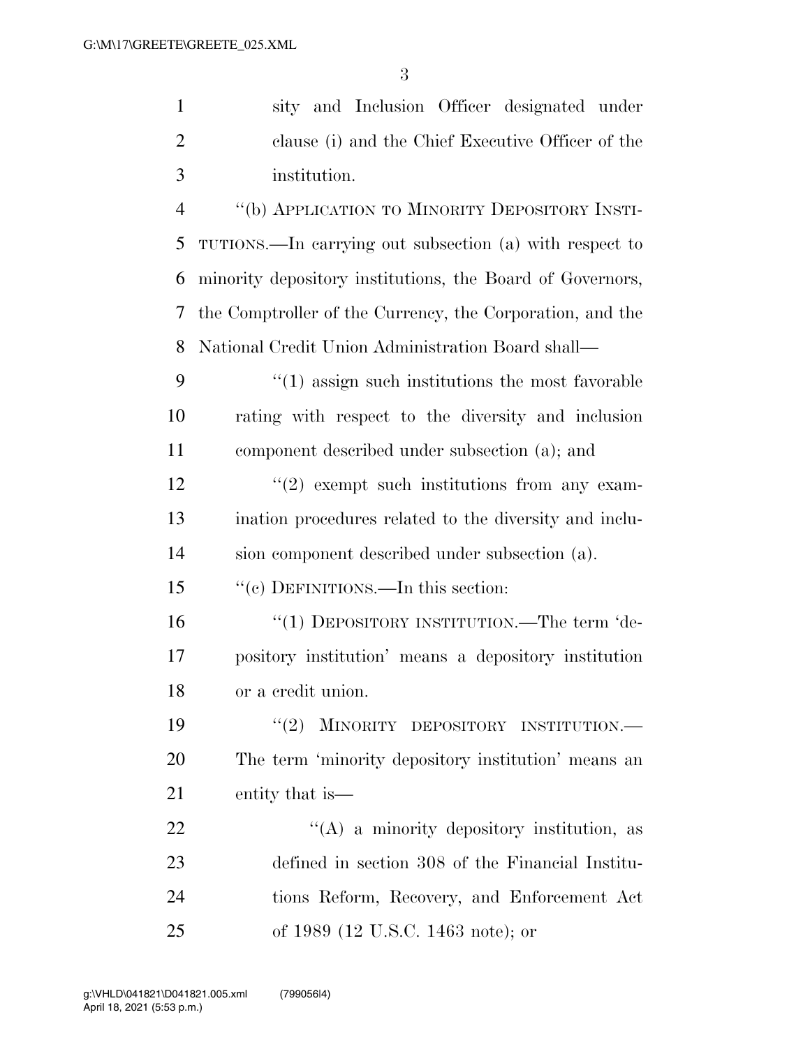sity and Inclusion Officer designated under clause (i) and the Chief Executive Officer of the institution.

"(b) APPLICATION TO MINORITY DEPOSITORY INSTITUTIONS.—In carrying out subsection (a) with respect to minority depository institutions, the Board of Governors, the Comptroller of the Currency, the Corporation, and the National Credit Union Administration Board shall—

"(1) assign such institutions the most favorable rating with respect to the diversity and inclusion component described under subsection (a); and

"(2) exempt such institutions from any examination procedures related to the diversity and inclusion component described under subsection (a).

"(c) DEFINITIONS.—In this section:

"(1) DEPOSITORY INSTITUTION.—The term 'depository institution' means a depository institution or a credit union.

"(2) MINORITY DEPOSITORY INSTITUTION.—The term 'minority depository institution' means an entity that is—

"(A) a minority depository institution, as defined in section 308 of the Financial Institutions Reform, Recovery, and Enforcement Act of 1989 (12 U.S.C. 1463 note); or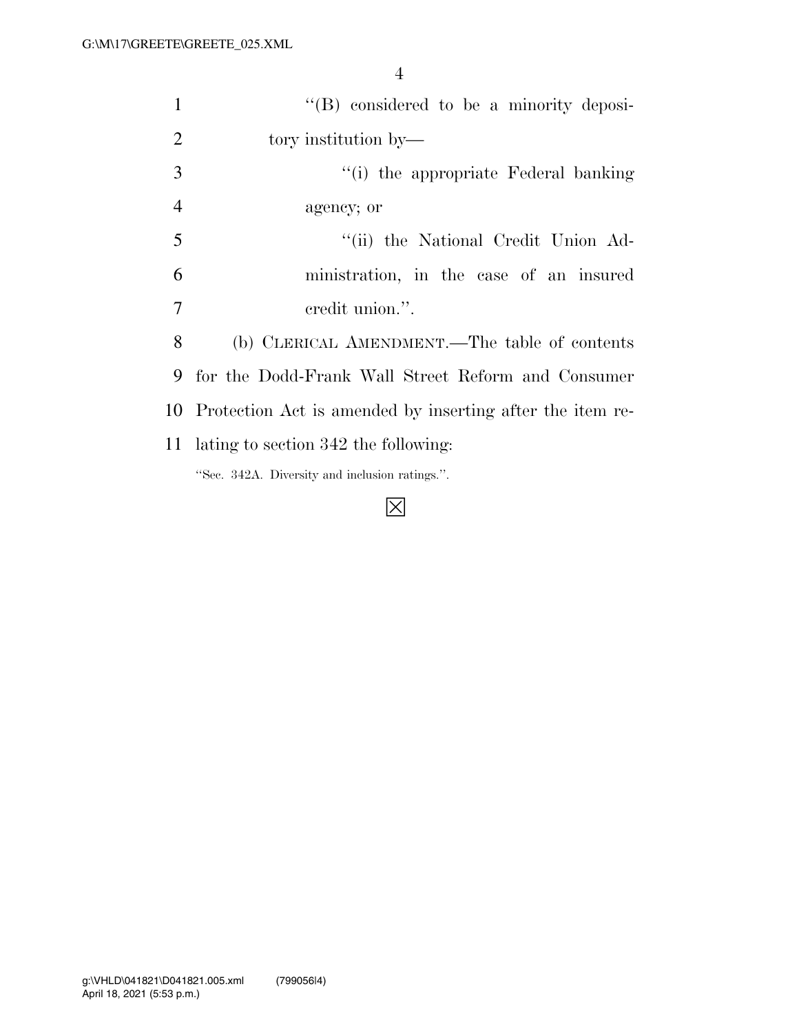"(B) considered to be a minority depository institution by—

"(i) the appropriate Federal banking agency; or

"(ii) the National Credit Union Administration, in the case of an insured credit union.".

(b) CLERICAL AMENDMENT.—The table of contents for the Dodd-Frank Wall Street Reform and Consumer Protection Act is amended by inserting after the item relating to section 342 the following:

"Sec. 342A. Diversity and inclusion ratings.".